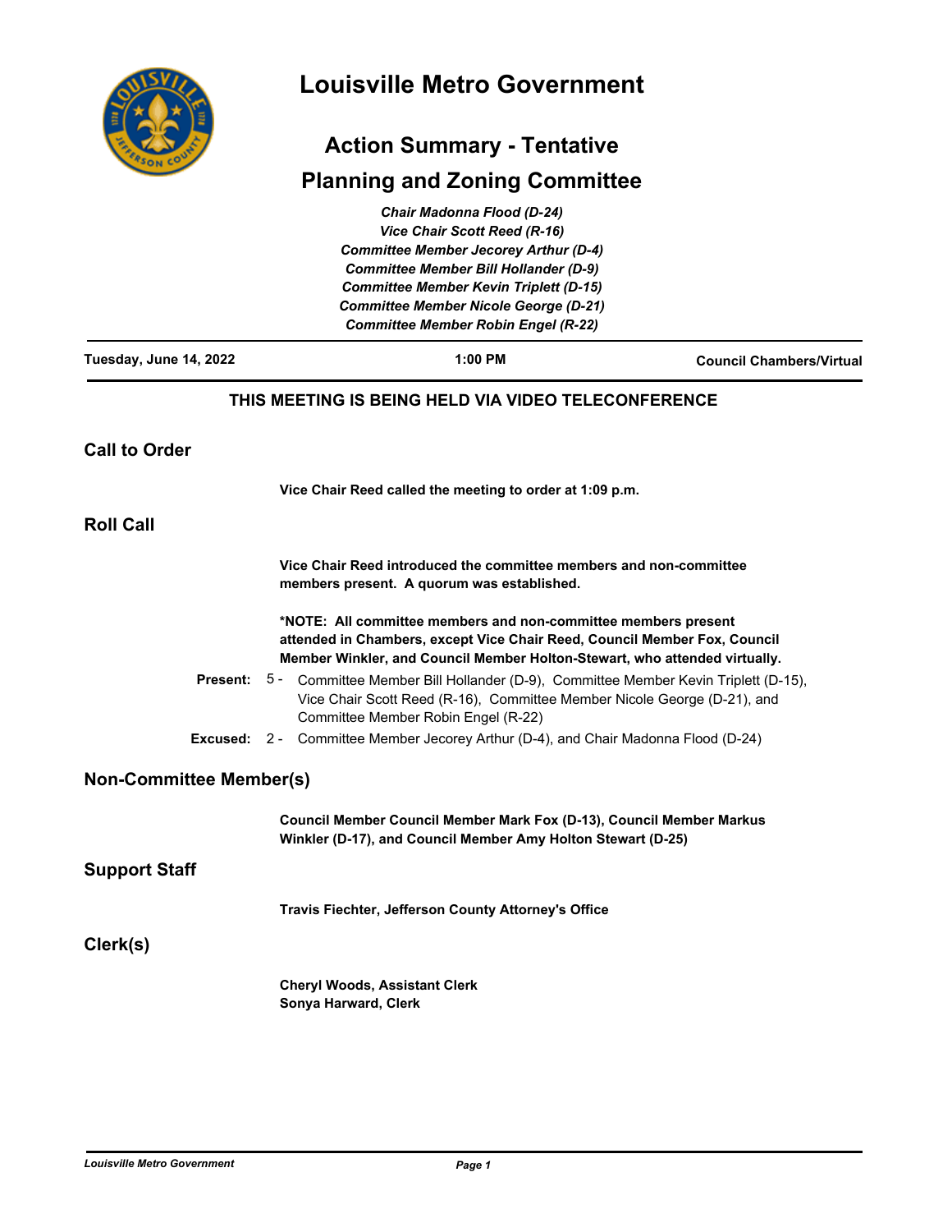# Louisville Metro Government

## Action Summary - Tentative

## Planning and Zoning Committee

*Chair Madonna Flood (D-24)*
*Vice Chair Scott Reed (R-16)*
*Committee Member Jecorey Arthur (D-4)*
*Committee Member Bill Hollander (D-9)*
*Committee Member Kevin Triplett (D-15)*
*Committee Member Nicole George (D-21)*
*Committee Member Robin Engel (R-22)*

**Tuesday, June 14, 2022** | **1:00 PM** | **Council Chambers/Virtual**

**THIS MEETING IS BEING HELD VIA VIDEO TELECONFERENCE**

## Call to Order

**Vice Chair Reed called the meeting to order at 1:09 p.m.**

## Roll Call

**Vice Chair Reed introduced the committee members and non-committee members present. A quorum was established.**

**\*NOTE: All committee members and non-committee members present attended in Chambers, except Vice Chair Reed, Council Member Fox, Council Member Winkler, and Council Member Holton-Stewart, who attended virtually.**

**Present:** 5 - Committee Member Bill Hollander (D-9), Committee Member Kevin Triplett (D-15), Vice Chair Scott Reed (R-16), Committee Member Nicole George (D-21), and Committee Member Robin Engel (R-22)

**Excused:** 2 - Committee Member Jecorey Arthur (D-4), and Chair Madonna Flood (D-24)

## Non-Committee Member(s)

**Council Member Council Member Mark Fox (D-13), Council Member Markus Winkler (D-17), and Council Member Amy Holton Stewart (D-25)**

## Support Staff

**Travis Fiechter, Jefferson County Attorney's Office**

## Clerk(s)

**Cheryl Woods, Assistant Clerk**
**Sonya Harward, Clerk**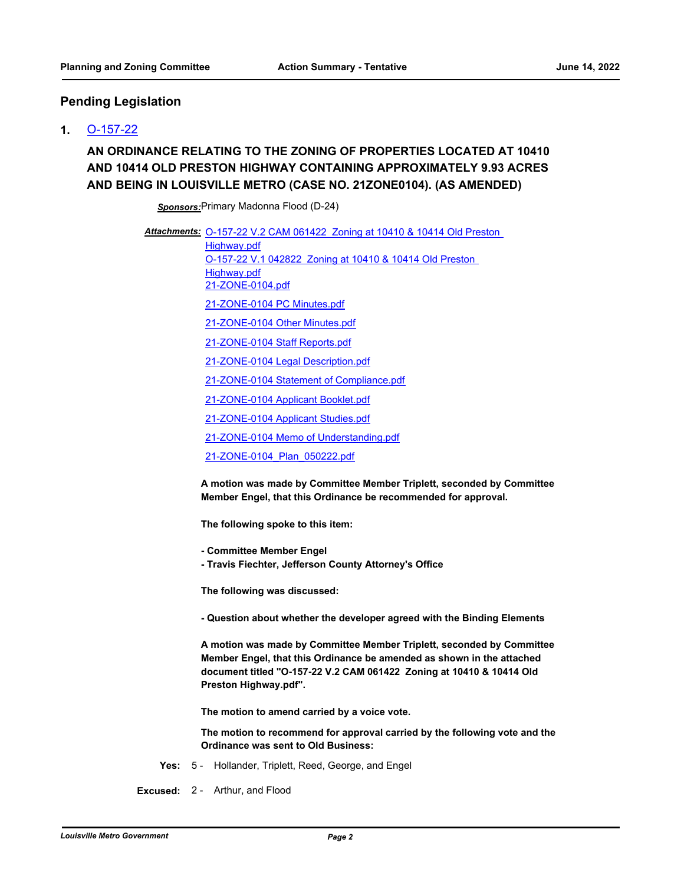## Pending Legislation

**1.** O-157-22

### AN ORDINANCE RELATING TO THE ZONING OF PROPERTIES LOCATED AT 10410 AND 10414 OLD PRESTON HIGHWAY CONTAINING APPROXIMATELY 9.93 ACRES AND BEING IN LOUISVILLE METRO (CASE NO. 21ZONE0104). (AS AMENDED)

***Sponsors:*** Primary Madonna Flood (D-24)

***Attachments:*** O-157-22 V.2 CAM 061422 Zoning at 10410 & 10414 Old Preston Highway.pdf
O-157-22 V.1 042822 Zoning at 10410 & 10414 Old Preston Highway.pdf
21-ZONE-0104.pdf
21-ZONE-0104 PC Minutes.pdf
21-ZONE-0104 Other Minutes.pdf
21-ZONE-0104 Staff Reports.pdf
21-ZONE-0104 Legal Description.pdf
21-ZONE-0104 Statement of Compliance.pdf
21-ZONE-0104 Applicant Booklet.pdf
21-ZONE-0104 Applicant Studies.pdf
21-ZONE-0104 Memo of Understanding.pdf
21-ZONE-0104_Plan_050222.pdf

**A motion was made by Committee Member Triplett, seconded by Committee Member Engel, that this Ordinance be recommended for approval.**

**The following spoke to this item:**

**- Committee Member Engel**
**- Travis Fiechter, Jefferson County Attorney's Office**

**The following was discussed:**

**- Question about whether the developer agreed with the Binding Elements**

**A motion was made by Committee Member Triplett, seconded by Committee Member Engel, that this Ordinance be amended as shown in the attached document titled "O-157-22 V.2 CAM 061422 Zoning at 10410 & 10414 Old Preston Highway.pdf".**

**The motion to amend carried by a voice vote.**

**The motion to recommend for approval carried by the following vote and the Ordinance was sent to Old Business:**

**Yes:** 5 - Hollander, Triplett, Reed, George, and Engel

**Excused:** 2 - Arthur, and Flood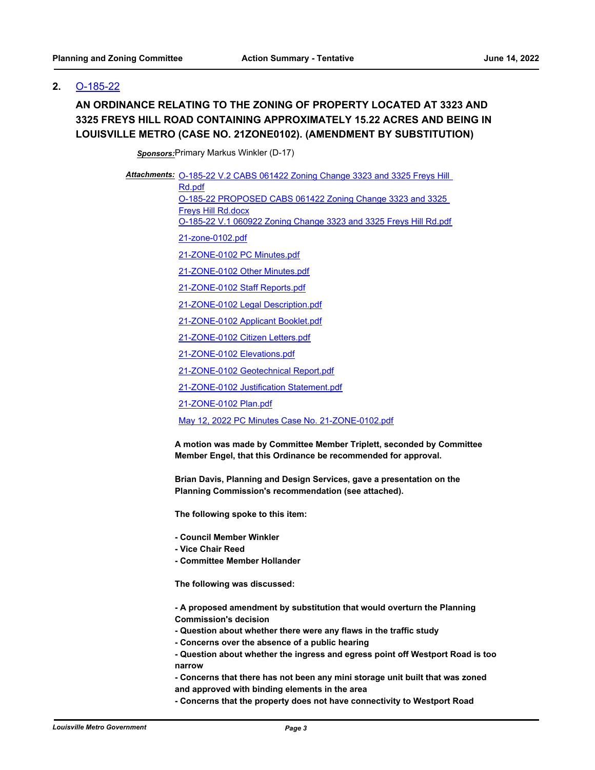## 2. O-185-22

### AN ORDINANCE RELATING TO THE ZONING OF PROPERTY LOCATED AT 3323 AND 3325 FREYS HILL ROAD CONTAINING APPROXIMATELY 15.22 ACRES AND BEING IN LOUISVILLE METRO (CASE NO. 21ZONE0102). (AMENDMENT BY SUBSTITUTION)

***Sponsors:*** Primary Markus Winkler (D-17)

***Attachments:***
O-185-22 V.2 CABS 061422 Zoning Change 3323 and 3325 Freys Hill Rd.pdf
O-185-22 PROPOSED CABS 061422 Zoning Change 3323 and 3325 Freys Hill Rd.docx
O-185-22 V.1 060922 Zoning Change 3323 and 3325 Freys Hill Rd.pdf
21-zone-0102.pdf
21-ZONE-0102 PC Minutes.pdf
21-ZONE-0102 Other Minutes.pdf
21-ZONE-0102 Staff Reports.pdf
21-ZONE-0102 Legal Description.pdf
21-ZONE-0102 Applicant Booklet.pdf
21-ZONE-0102 Citizen Letters.pdf
21-ZONE-0102 Elevations.pdf
21-ZONE-0102 Geotechnical Report.pdf
21-ZONE-0102 Justification Statement.pdf
21-ZONE-0102 Plan.pdf
May 12, 2022 PC Minutes Case No. 21-ZONE-0102.pdf

**A motion was made by Committee Member Triplett, seconded by Committee Member Engel, that this Ordinance be recommended for approval.**

**Brian Davis, Planning and Design Services, gave a presentation on the Planning Commission's recommendation (see attached).**

**The following spoke to this item:**

**- Council Member Winkler**
**- Vice Chair Reed**
**- Committee Member Hollander**

**The following was discussed:**

**- A proposed amendment by substitution that would overturn the Planning Commission's decision**
**- Question about whether there were any flaws in the traffic study**
**- Concerns over the absence of a public hearing**
**- Question about whether the ingress and egress point off Westport Road is too narrow**
**- Concerns that there has not been any mini storage unit built that was zoned and approved with binding elements in the area**
**- Concerns that the property does not have connectivity to Westport Road**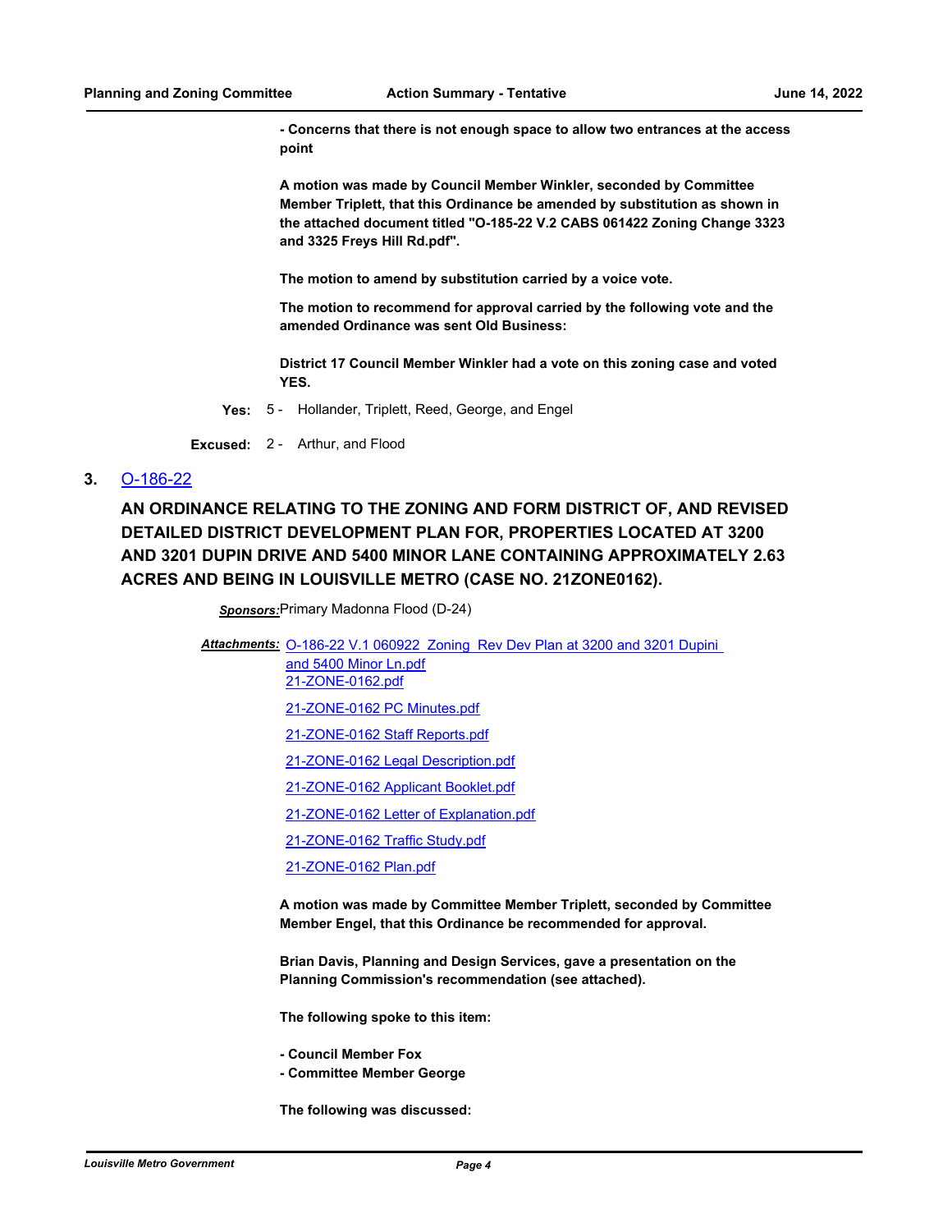**- Concerns that there is not enough space to allow two entrances at the access point**

**A motion was made by Council Member Winkler, seconded by Committee Member Triplett, that this Ordinance be amended by substitution as shown in the attached document titled "O-185-22 V.2 CABS 061422 Zoning Change 3323 and 3325 Freys Hill Rd.pdf".**

**The motion to amend by substitution carried by a voice vote.**

**The motion to recommend for approval carried by the following vote and the amended Ordinance was sent Old Business:**

**District 17 Council Member Winkler had a vote on this zoning case and voted YES.**

**Yes:** 5 - Hollander, Triplett, Reed, George, and Engel

**Excused:** 2 - Arthur, and Flood

**3.** O-186-22

**AN ORDINANCE RELATING TO THE ZONING AND FORM DISTRICT OF, AND REVISED DETAILED DISTRICT DEVELOPMENT PLAN FOR, PROPERTIES LOCATED AT 3200 AND 3201 DUPIN DRIVE AND 5400 MINOR LANE CONTAINING APPROXIMATELY 2.63 ACRES AND BEING IN LOUISVILLE METRO (CASE NO. 21ZONE0162).**

***Sponsors:*** Primary Madonna Flood (D-24)

***Attachments:*** O-186-22 V.1 060922 Zoning Rev Dev Plan at 3200 and 3201 Dupini and 5400 Minor Ln.pdf
21-ZONE-0162.pdf
21-ZONE-0162 PC Minutes.pdf
21-ZONE-0162 Staff Reports.pdf
21-ZONE-0162 Legal Description.pdf
21-ZONE-0162 Applicant Booklet.pdf
21-ZONE-0162 Letter of Explanation.pdf
21-ZONE-0162 Traffic Study.pdf
21-ZONE-0162 Plan.pdf

**A motion was made by Committee Member Triplett, seconded by Committee Member Engel, that this Ordinance be recommended for approval.**

**Brian Davis, Planning and Design Services, gave a presentation on the Planning Commission's recommendation (see attached).**

**The following spoke to this item:**

**- Council Member Fox**
**- Committee Member George**

**The following was discussed:**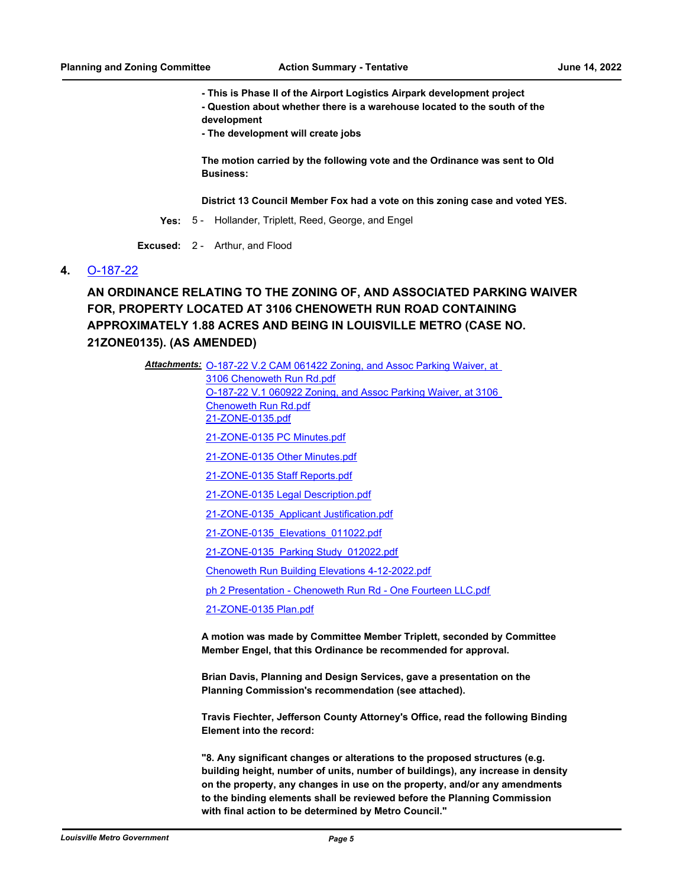**- This is Phase II of the Airport Logistics Airpark development project**
**- Question about whether there is a warehouse located to the south of the development**
**- The development will create jobs**

**The motion carried by the following vote and the Ordinance was sent to Old Business:**

**District 13 Council Member Fox had a vote on this zoning case and voted YES.**

**Yes:** 5 - Hollander, Triplett, Reed, George, and Engel

**Excused:** 2 - Arthur, and Flood

## 4. O-187-22

### AN ORDINANCE RELATING TO THE ZONING OF, AND ASSOCIATED PARKING WAIVER FOR, PROPERTY LOCATED AT 3106 CHENOWETH RUN ROAD CONTAINING APPROXIMATELY 1.88 ACRES AND BEING IN LOUISVILLE METRO (CASE NO. 21ZONE0135). (AS AMENDED)

***Attachments:*** O-187-22 V.2 CAM 061422 Zoning, and Assoc Parking Waiver, at 3106 Chenoweth Run Rd.pdf
O-187-22 V.1 060922 Zoning, and Assoc Parking Waiver, at 3106 Chenoweth Run Rd.pdf
21-ZONE-0135.pdf
21-ZONE-0135 PC Minutes.pdf
21-ZONE-0135 Other Minutes.pdf
21-ZONE-0135 Staff Reports.pdf
21-ZONE-0135 Legal Description.pdf
21-ZONE-0135_Applicant Justification.pdf
21-ZONE-0135_Elevations_011022.pdf
21-ZONE-0135_Parking Study_012022.pdf
Chenoweth Run Building Elevations 4-12-2022.pdf
ph 2 Presentation - Chenoweth Run Rd - One Fourteen LLC.pdf
21-ZONE-0135 Plan.pdf

**A motion was made by Committee Member Triplett, seconded by Committee Member Engel, that this Ordinance be recommended for approval.**

**Brian Davis, Planning and Design Services, gave a presentation on the Planning Commission's recommendation (see attached).**

**Travis Fiechter, Jefferson County Attorney's Office, read the following Binding Element into the record:**

**"8. Any significant changes or alterations to the proposed structures (e.g. building height, number of units, number of buildings), any increase in density on the property, any changes in use on the property, and/or any amendments to the binding elements shall be reviewed before the Planning Commission with final action to be determined by Metro Council."**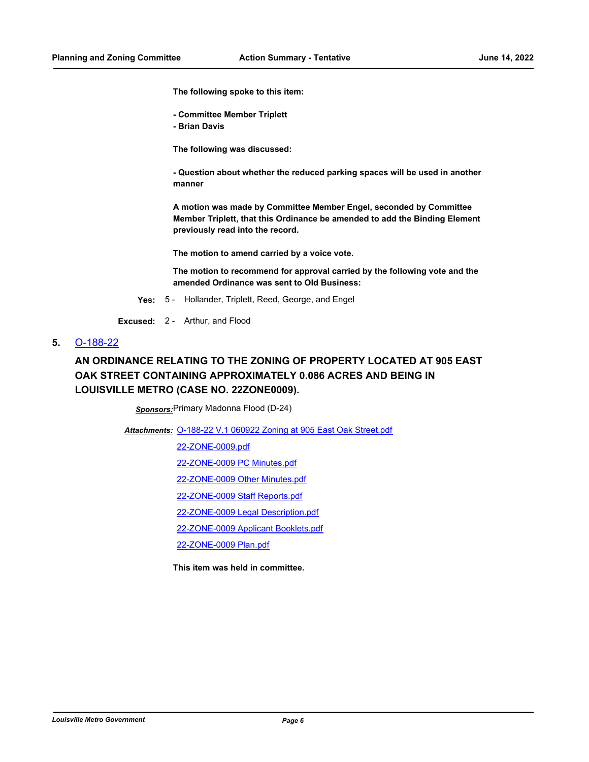**The following spoke to this item:**

**- Committee Member Triplett**
**- Brian Davis**

**The following was discussed:**

**- Question about whether the reduced parking spaces will be used in another manner**

**A motion was made by Committee Member Engel, seconded by Committee Member Triplett, that this Ordinance be amended to add the Binding Element previously read into the record.**

**The motion to amend carried by a voice vote.**

**The motion to recommend for approval carried by the following vote and the amended Ordinance was sent to Old Business:**

**Yes:** 5 - Hollander, Triplett, Reed, George, and Engel

**Excused:** 2 - Arthur, and Flood

**5.** O-188-22

## AN ORDINANCE RELATING TO THE ZONING OF PROPERTY LOCATED AT 905 EAST OAK STREET CONTAINING APPROXIMATELY 0.086 ACRES AND BEING IN LOUISVILLE METRO (CASE NO. 22ZONE0009).

***Sponsors:*** Primary Madonna Flood (D-24)

***Attachments:*** O-188-22 V.1 060922 Zoning at 905 East Oak Street.pdf
22-ZONE-0009.pdf
22-ZONE-0009 PC Minutes.pdf
22-ZONE-0009 Other Minutes.pdf
22-ZONE-0009 Staff Reports.pdf
22-ZONE-0009 Legal Description.pdf
22-ZONE-0009 Applicant Booklets.pdf
22-ZONE-0009 Plan.pdf

**This item was held in committee.**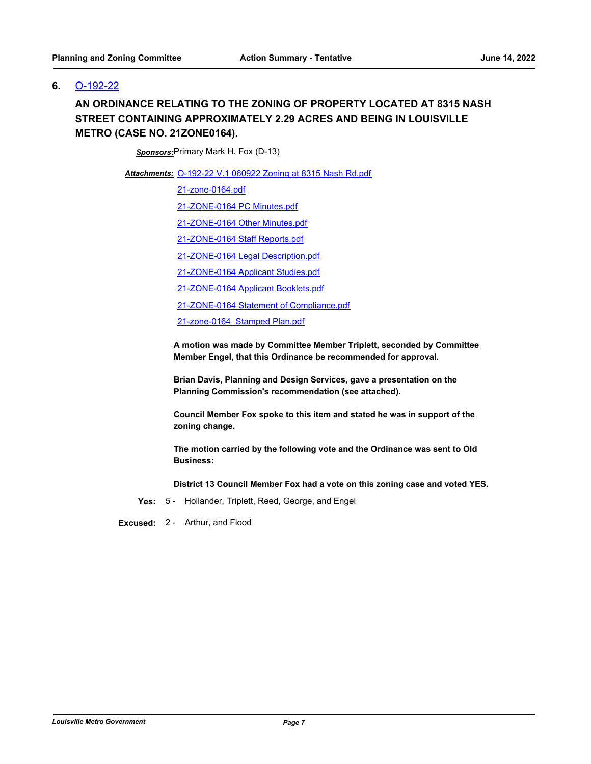## 6. O-192-22

**AN ORDINANCE RELATING TO THE ZONING OF PROPERTY LOCATED AT 8315 NASH STREET CONTAINING APPROXIMATELY 2.29 ACRES AND BEING IN LOUISVILLE METRO (CASE NO. 21ZONE0164).**

***Sponsors:*** Primary Mark H. Fox (D-13)

***Attachments:*** O-192-22 V.1 060922 Zoning at 8315 Nash Rd.pdf

21-zone-0164.pdf

21-ZONE-0164 PC Minutes.pdf

21-ZONE-0164 Other Minutes.pdf

21-ZONE-0164 Staff Reports.pdf

21-ZONE-0164 Legal Description.pdf

21-ZONE-0164 Applicant Studies.pdf

21-ZONE-0164 Applicant Booklets.pdf

21-ZONE-0164 Statement of Compliance.pdf

21-zone-0164_Stamped Plan.pdf

**A motion was made by Committee Member Triplett, seconded by Committee Member Engel, that this Ordinance be recommended for approval.**

**Brian Davis, Planning and Design Services, gave a presentation on the Planning Commission's recommendation (see attached).**

**Council Member Fox spoke to this item and stated he was in support of the zoning change.**

**The motion carried by the following vote and the Ordinance was sent to Old Business:**

**District 13 Council Member Fox had a vote on this zoning case and voted YES.**

**Yes:** 5 - Hollander, Triplett, Reed, George, and Engel

**Excused:** 2 - Arthur, and Flood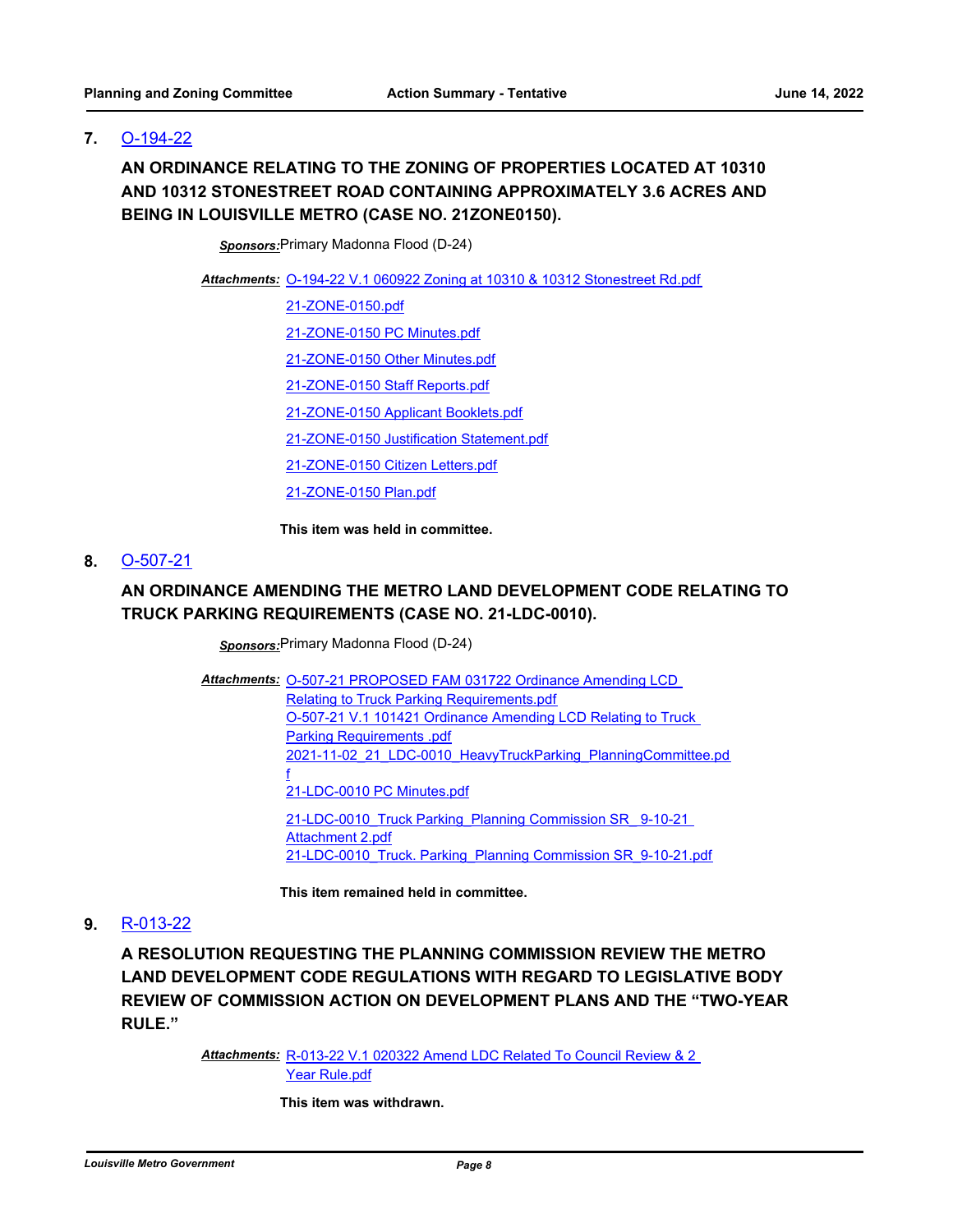## 7. O-194-22

**AN ORDINANCE RELATING TO THE ZONING OF PROPERTIES LOCATED AT 10310 AND 10312 STONESTREET ROAD CONTAINING APPROXIMATELY 3.6 ACRES AND BEING IN LOUISVILLE METRO (CASE NO. 21ZONE0150).**

***Sponsors:*** Primary Madonna Flood (D-24)

***Attachments:*** O-194-22 V.1 060922 Zoning at 10310 & 10312 Stonestreet Rd.pdf
21-ZONE-0150.pdf
21-ZONE-0150 PC Minutes.pdf
21-ZONE-0150 Other Minutes.pdf
21-ZONE-0150 Staff Reports.pdf
21-ZONE-0150 Applicant Booklets.pdf
21-ZONE-0150 Justification Statement.pdf
21-ZONE-0150 Citizen Letters.pdf
21-ZONE-0150 Plan.pdf

**This item was held in committee.**

## 8. O-507-21

**AN ORDINANCE AMENDING THE METRO LAND DEVELOPMENT CODE RELATING TO TRUCK PARKING REQUIREMENTS (CASE NO. 21-LDC-0010).**

***Sponsors:*** Primary Madonna Flood (D-24)

***Attachments:*** O-507-21 PROPOSED FAM 031722 Ordinance Amending LCD Relating to Truck Parking Requirements.pdf
O-507-21 V.1 101421 Ordinance Amending LCD Relating to Truck Parking Requirements .pdf
2021-11-02_21_LDC-0010_HeavyTruckParking_PlanningCommittee.pdf
21-LDC-0010 PC Minutes.pdf
21-LDC-0010_Truck Parking_Planning Commission SR_ 9-10-21 Attachment 2.pdf
21-LDC-0010_Truck. Parking_Planning Commission SR_9-10-21.pdf

**This item remained held in committee.**

## 9. R-013-22

**A RESOLUTION REQUESTING THE PLANNING COMMISSION REVIEW THE METRO LAND DEVELOPMENT CODE REGULATIONS WITH REGARD TO LEGISLATIVE BODY REVIEW OF COMMISSION ACTION ON DEVELOPMENT PLANS AND THE "TWO-YEAR RULE."**

***Attachments:*** R-013-22 V.1 020322 Amend LDC Related To Council Review & 2 Year Rule.pdf

**This item was withdrawn.**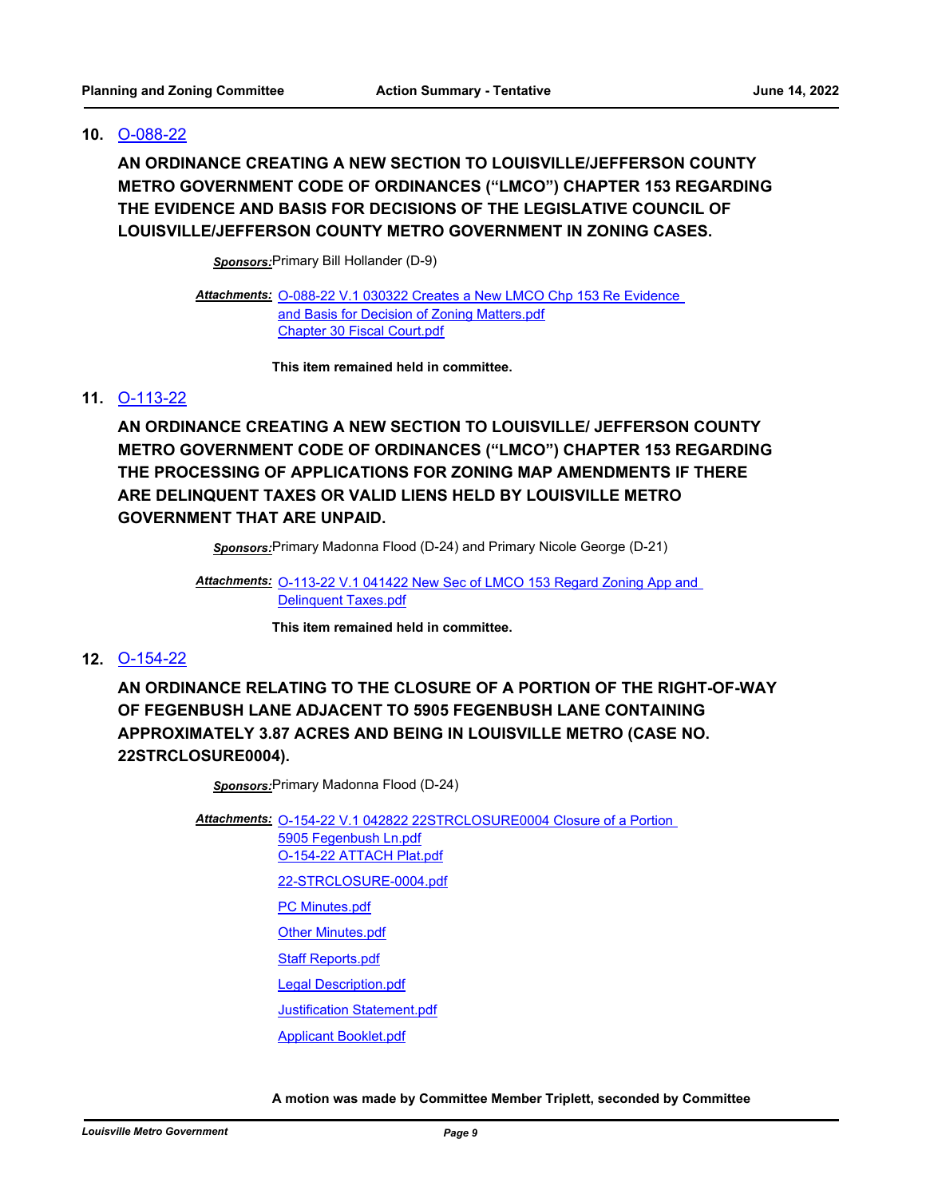**10.** O-088-22

**AN ORDINANCE CREATING A NEW SECTION TO LOUISVILLE/JEFFERSON COUNTY METRO GOVERNMENT CODE OF ORDINANCES ("LMCO") CHAPTER 153 REGARDING THE EVIDENCE AND BASIS FOR DECISIONS OF THE LEGISLATIVE COUNCIL OF LOUISVILLE/JEFFERSON COUNTY METRO GOVERNMENT IN ZONING CASES.**

***Sponsors:*** Primary Bill Hollander (D-9)

***Attachments:*** O-088-22 V.1 030322 Creates a New LMCO Chp 153 Re Evidence and Basis for Decision of Zoning Matters.pdf
Chapter 30 Fiscal Court.pdf

**This item remained held in committee.**

**11.** O-113-22

**AN ORDINANCE CREATING A NEW SECTION TO LOUISVILLE/ JEFFERSON COUNTY METRO GOVERNMENT CODE OF ORDINANCES ("LMCO") CHAPTER 153 REGARDING THE PROCESSING OF APPLICATIONS FOR ZONING MAP AMENDMENTS IF THERE ARE DELINQUENT TAXES OR VALID LIENS HELD BY LOUISVILLE METRO GOVERNMENT THAT ARE UNPAID.**

***Sponsors:*** Primary Madonna Flood (D-24) and Primary Nicole George (D-21)

***Attachments:*** O-113-22 V.1 041422 New Sec of LMCO 153 Regard Zoning App and Delinquent Taxes.pdf

**This item remained held in committee.**

**12.** O-154-22

**AN ORDINANCE RELATING TO THE CLOSURE OF A PORTION OF THE RIGHT-OF-WAY OF FEGENBUSH LANE ADJACENT TO 5905 FEGENBUSH LANE CONTAINING APPROXIMATELY 3.87 ACRES AND BEING IN LOUISVILLE METRO (CASE NO. 22STRCLOSURE0004).**

***Sponsors:*** Primary Madonna Flood (D-24)

***Attachments:*** O-154-22 V.1 042822 22STRCLOSURE0004 Closure of a Portion 5905 Fegenbush Ln.pdf
O-154-22 ATTACH Plat.pdf
22-STRCLOSURE-0004.pdf
PC Minutes.pdf
Other Minutes.pdf
Staff Reports.pdf
Legal Description.pdf
Justification Statement.pdf
Applicant Booklet.pdf

**A motion was made by Committee Member Triplett, seconded by Committee**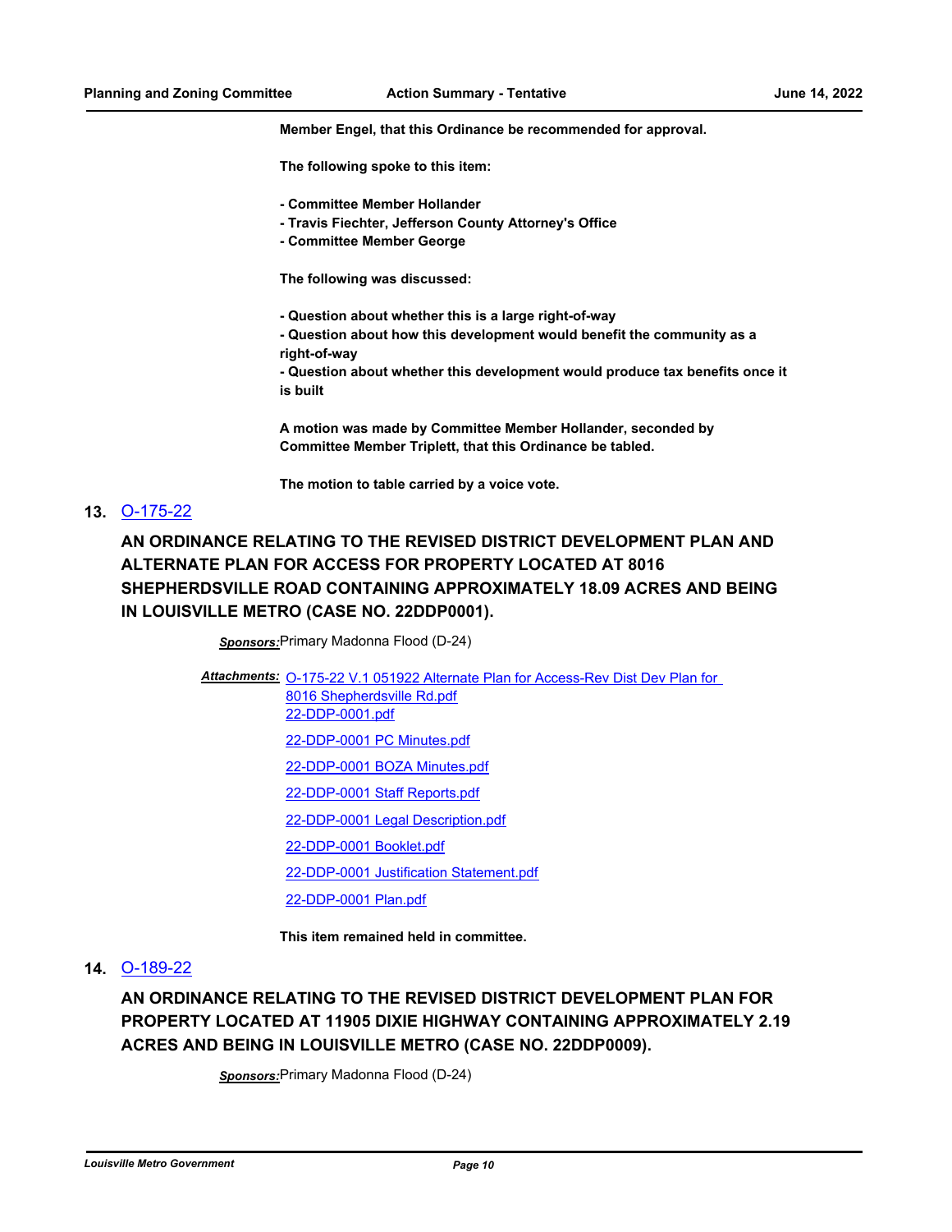**Member Engel, that this Ordinance be recommended for approval.**

**The following spoke to this item:**

**- Committee Member Hollander**
**- Travis Fiechter, Jefferson County Attorney's Office**
**- Committee Member George**

**The following was discussed:**

**- Question about whether this is a large right-of-way**
**- Question about how this development would benefit the community as a right-of-way**
**- Question about whether this development would produce tax benefits once it is built**

**A motion was made by Committee Member Hollander, seconded by Committee Member Triplett, that this Ordinance be tabled.**

**The motion to table carried by a voice vote.**

**13.** O-175-22

## AN ORDINANCE RELATING TO THE REVISED DISTRICT DEVELOPMENT PLAN AND ALTERNATE PLAN FOR ACCESS FOR PROPERTY LOCATED AT 8016 SHEPHERDSVILLE ROAD CONTAINING APPROXIMATELY 18.09 ACRES AND BEING IN LOUISVILLE METRO (CASE NO. 22DDP0001).

***Sponsors:*** Primary Madonna Flood (D-24)

***Attachments:*** O-175-22 V.1 051922 Alternate Plan for Access-Rev Dist Dev Plan for 8016 Shepherdsville Rd.pdf
22-DDP-0001.pdf
22-DDP-0001 PC Minutes.pdf
22-DDP-0001 BOZA Minutes.pdf
22-DDP-0001 Staff Reports.pdf
22-DDP-0001 Legal Description.pdf
22-DDP-0001 Booklet.pdf
22-DDP-0001 Justification Statement.pdf
22-DDP-0001 Plan.pdf

**This item remained held in committee.**

**14.** O-189-22

## AN ORDINANCE RELATING TO THE REVISED DISTRICT DEVELOPMENT PLAN FOR PROPERTY LOCATED AT 11905 DIXIE HIGHWAY CONTAINING APPROXIMATELY 2.19 ACRES AND BEING IN LOUISVILLE METRO (CASE NO. 22DDP0009).

***Sponsors:*** Primary Madonna Flood (D-24)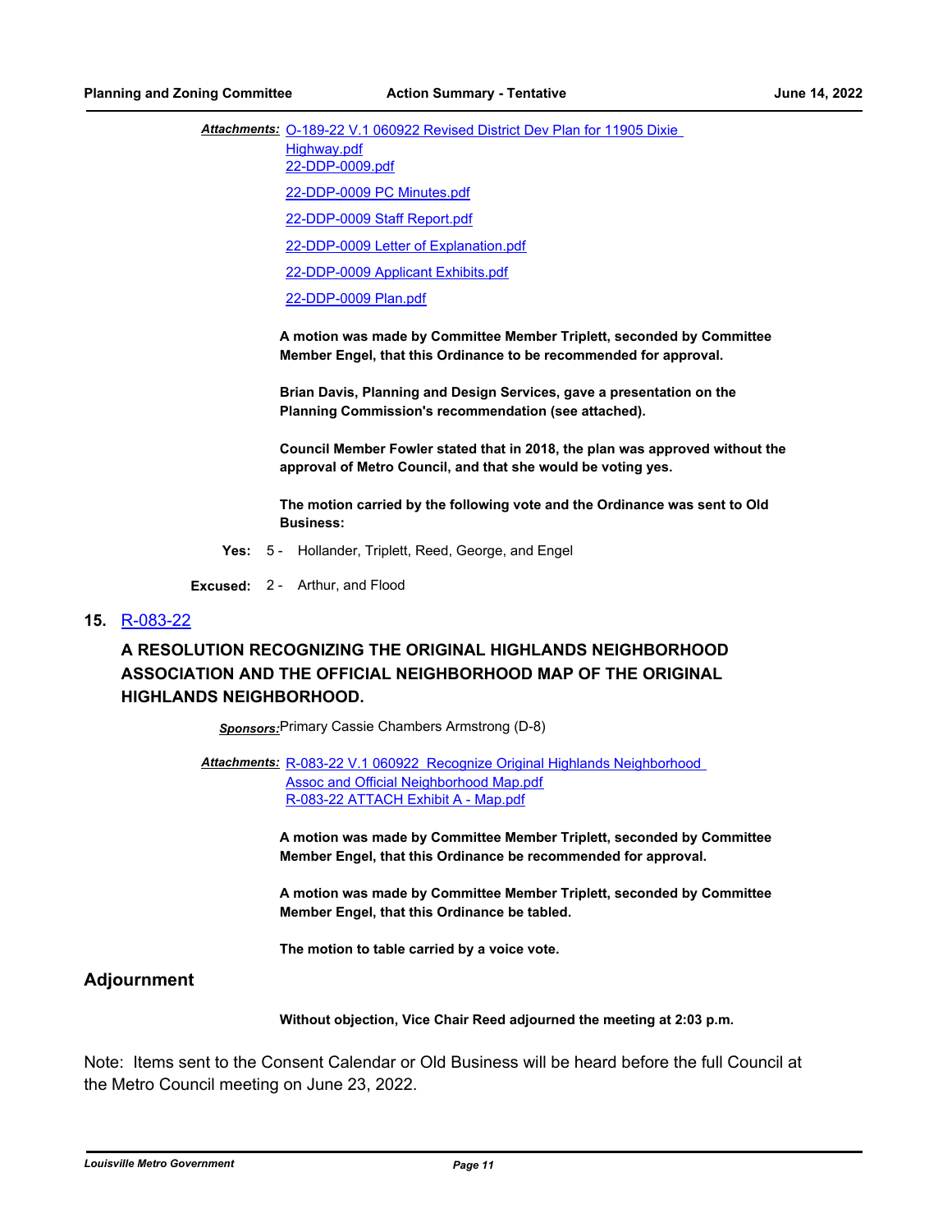**Attachments:** O-189-22 V.1 060922 Revised District Dev Plan for 11905 Dixie Highway.pdf
22-DDP-0009.pdf
22-DDP-0009 PC Minutes.pdf
22-DDP-0009 Staff Report.pdf
22-DDP-0009 Letter of Explanation.pdf
22-DDP-0009 Applicant Exhibits.pdf
22-DDP-0009 Plan.pdf

**A motion was made by Committee Member Triplett, seconded by Committee Member Engel, that this Ordinance to be recommended for approval.**

**Brian Davis, Planning and Design Services, gave a presentation on the Planning Commission's recommendation (see attached).**

**Council Member Fowler stated that in 2018, the plan was approved without the approval of Metro Council, and that she would be voting yes.**

**The motion carried by the following vote and the Ordinance was sent to Old Business:**

**Yes:** 5 - Hollander, Triplett, Reed, George, and Engel

**Excused:** 2 - Arthur, and Flood

## 15. R-083-22

**A RESOLUTION RECOGNIZING THE ORIGINAL HIGHLANDS NEIGHBORHOOD ASSOCIATION AND THE OFFICIAL NEIGHBORHOOD MAP OF THE ORIGINAL HIGHLANDS NEIGHBORHOOD.**

***Sponsors:*** Primary Cassie Chambers Armstrong (D-8)

***Attachments:*** R-083-22 V.1 060922 Recognize Original Highlands Neighborhood Assoc and Official Neighborhood Map.pdf
R-083-22 ATTACH Exhibit A - Map.pdf

**A motion was made by Committee Member Triplett, seconded by Committee Member Engel, that this Ordinance be recommended for approval.**

**A motion was made by Committee Member Triplett, seconded by Committee Member Engel, that this Ordinance be tabled.**

**The motion to table carried by a voice vote.**

## Adjournment

**Without objection, Vice Chair Reed adjourned the meeting at 2:03 p.m.**

Note: Items sent to the Consent Calendar or Old Business will be heard before the full Council at the Metro Council meeting on June 23, 2022.